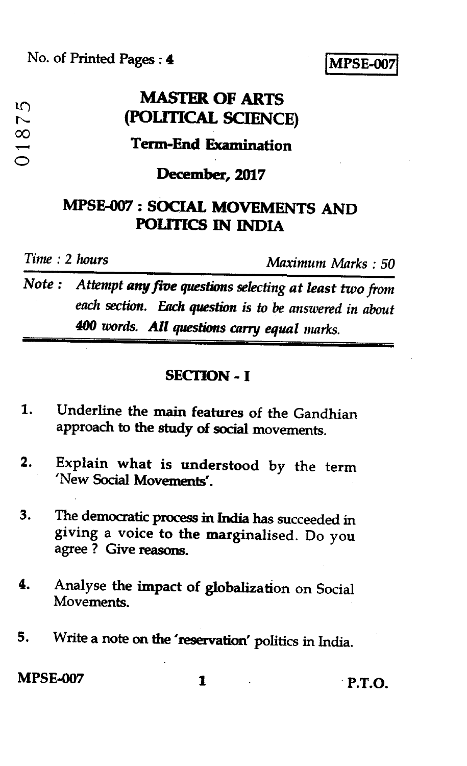No. of Printed Pages : 4

**MPSE-007**

01875

# MASTER OF ARTS (POLITICAL SCIENCE)

## Term-End Examination

## December, 2017

## MPSE-007 : SOCIAL MOVEMENTS AND POLITICS IN INDIA

*Time : 2 hours* *Maximum Marks : 50*

*Note : Attempt **any five** questions selecting at least two from each section. **Each question** is to be answered in about **400** words. **All** questions carry equal marks.*

---

### SECTION - I

1. Underline the main features of the Gandhian approach to the study of social movements.

2. Explain what is understood by the term 'New Social Movements'.

3. The democratic process in India has succeeded in giving a voice to the marginalised. Do you agree ? Give reasons.

4. Analyse the impact of globalization on Social Movements.

5. Write a note on the 'reservation' politics in India.

**MPSE-007** **P.T.O.**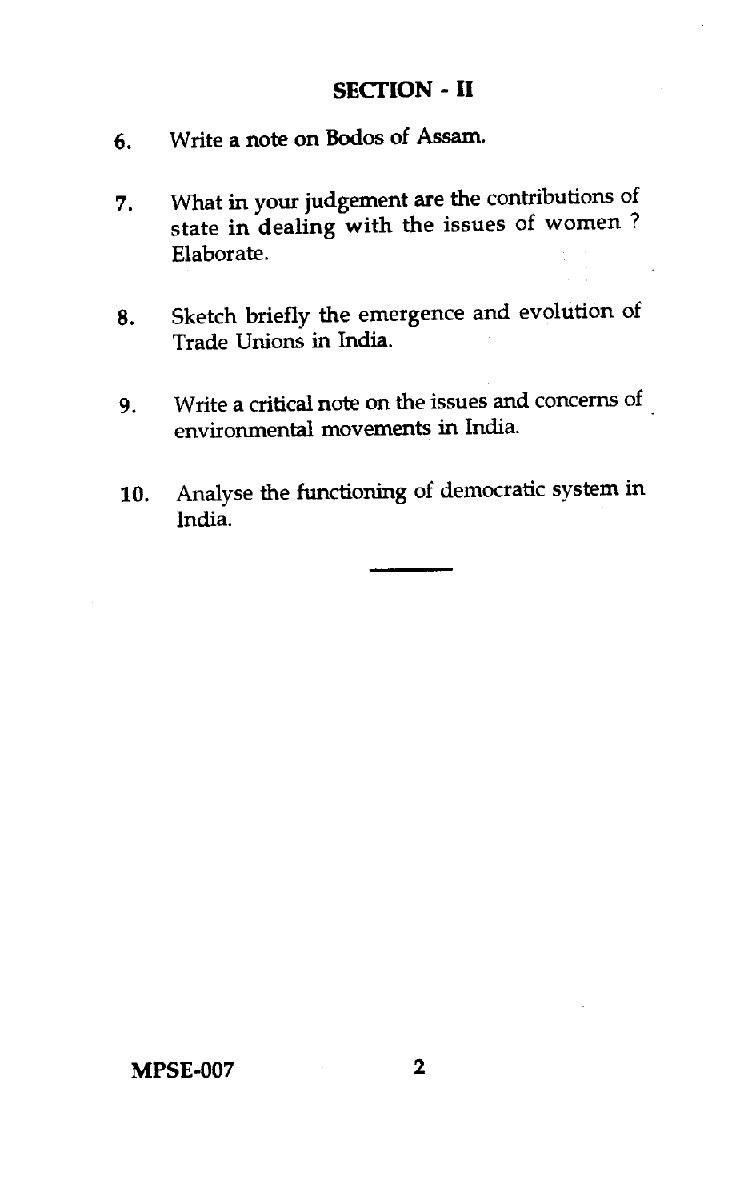## SECTION - II

6. Write a note on Bodos of Assam.

7. What in your judgement are the contributions of state in dealing with the issues of women ? Elaborate.

8. Sketch briefly the emergence and evolution of Trade Unions in India.

9. Write a critical note on the issues and concerns of environmental movements in India.

10. Analyse the functioning of democratic system in India.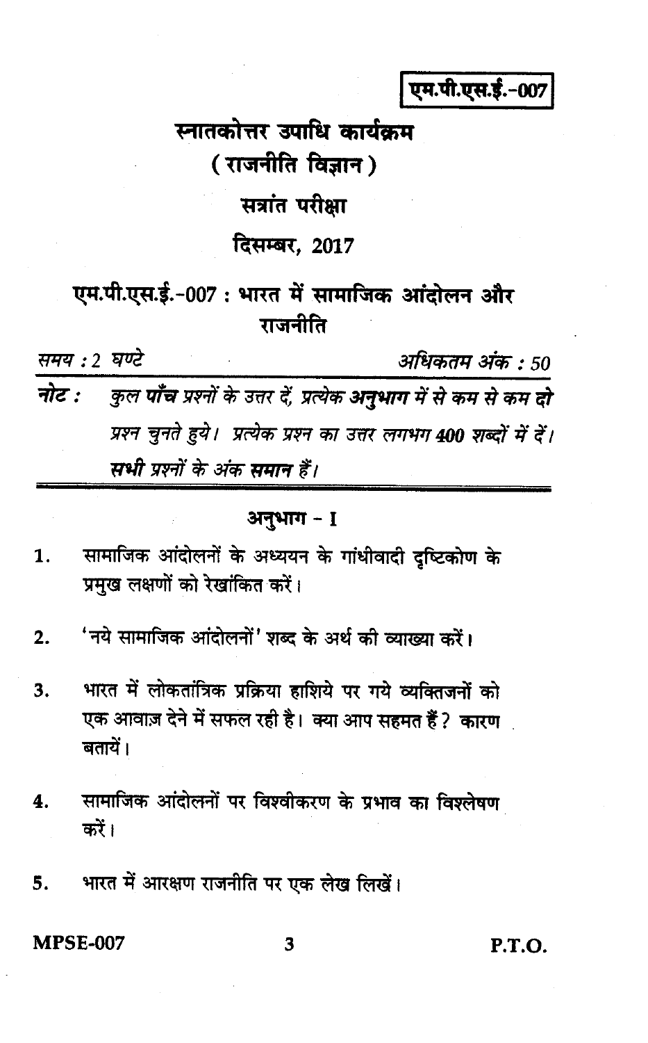**एम.पी.एस.ई.-007**

# स्नातकोत्तर उपाधि कार्यक्रम

## ( राजनीति विज्ञान )

## सत्रांत परीक्षा

## दिसम्बर, 2017

## एम.पी.एस.ई.-007 : भारत में सामाजिक आंदोलन और राजनीति

*समय : 2 घण्टे* *अधिकतम अंक : 50*

**नोट :** *कुल **पाँच** प्रश्नों के उत्तर दें, प्रत्येक **अनुभाग** में से कम से कम **दो** प्रश्न चुनते हुये। प्रत्येक प्रश्न का उत्तर लगभग **400** शब्दों में दें। **सभी** प्रश्नों के अंक **समान** हैं।*

---

### अनुभाग - I

1. सामाजिक आंदोलनों के अध्ययन के गांधीवादी दृष्टिकोण के प्रमुख लक्षणों को रेखांकित करें।

2. 'नये सामाजिक आंदोलनों' शब्द के अर्थ की व्याख्या करें।

3. भारत में लोकतांत्रिक प्रक्रिया हाशिये पर गये व्यक्तिजनों को एक आवाज़ देने में सफल रही है। क्या आप सहमत हैं ? कारण बतायें।

4. सामाजिक आंदोलनों पर विश्वीकरण के प्रभाव का विश्लेषण करें।

5. भारत में आरक्षण राजनीति पर एक लेख लिखें।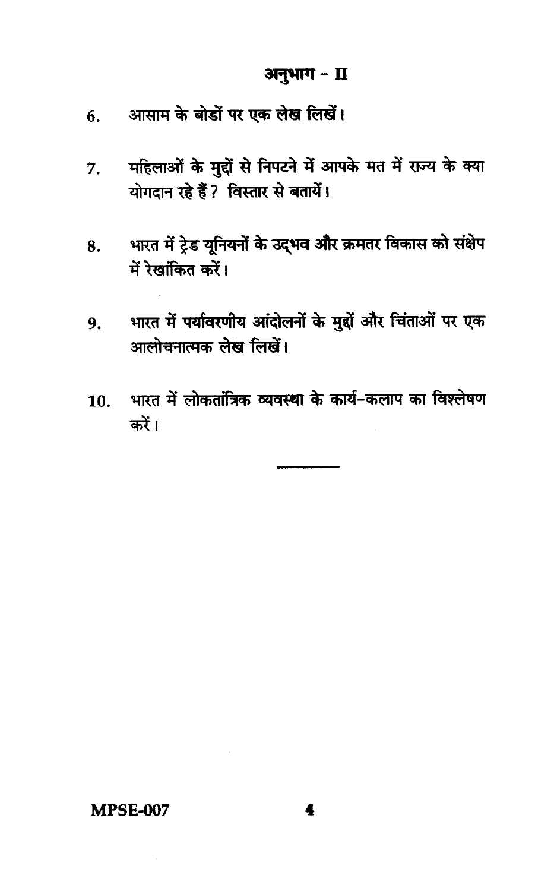## अनुभाग - II

6. आसाम के बोडों पर एक लेख लिखें।

7. महिलाओं के मुद्दों से निपटने में आपके मत में राज्य के क्या योगदान रहे हैं? विस्तार से बतायें।

8. भारत में ट्रेड यूनियनों के उद्भव और क्रमतर विकास को संक्षेप में रेखांकित करें।

9. भारत में पर्यावरणीय आंदोलनों के मुद्दों और चिंताओं पर एक आलोचनात्मक लेख लिखें।

10. भारत में लोकतांत्रिक व्यवस्था के कार्य-कलाप का विश्लेषण करें।